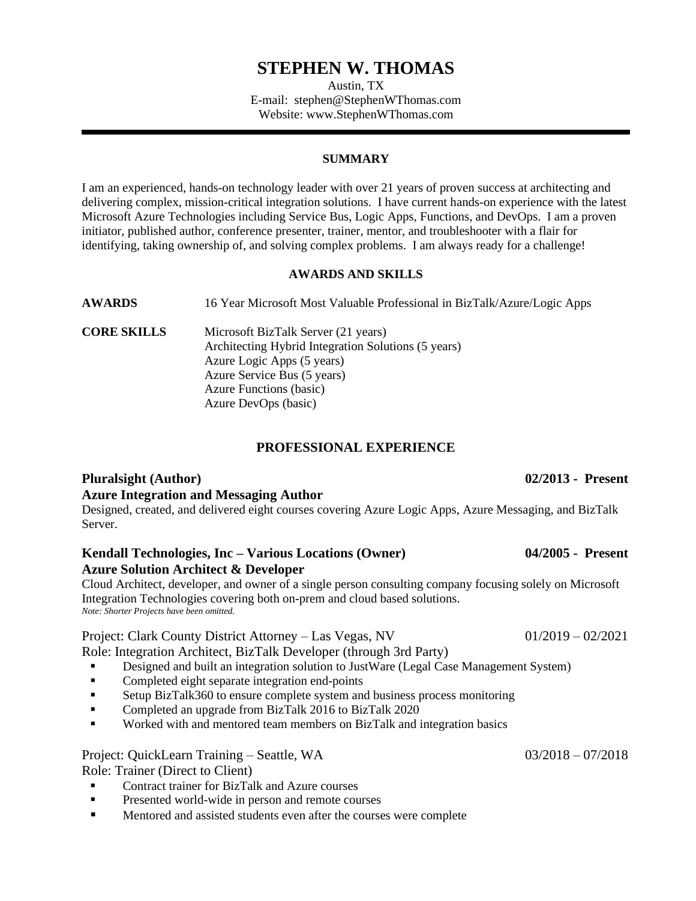# STEPHEN W. THOMAS

Austin, TX
E-mail: stephen@StephenWThomas.com
Website: www.StephenWThomas.com

---

## SUMMARY

I am an experienced, hands-on technology leader with over 21 years of proven success at architecting and delivering complex, mission-critical integration solutions. I have current hands-on experience with the latest Microsoft Azure Technologies including Service Bus, Logic Apps, Functions, and DevOps. I am a proven initiator, published author, conference presenter, trainer, mentor, and troubleshooter with a flair for identifying, taking ownership of, and solving complex problems. I am always ready for a challenge!

## AWARDS AND SKILLS

**AWARDS** — 16 Year Microsoft Most Valuable Professional in BizTalk/Azure/Logic Apps

**CORE SKILLS**
- Microsoft BizTalk Server (21 years)
- Architecting Hybrid Integration Solutions (5 years)
- Azure Logic Apps (5 years)
- Azure Service Bus (5 years)
- Azure Functions (basic)
- Azure DevOps (basic)

## PROFESSIONAL EXPERIENCE

### Pluralsight (Author) — 02/2013 - Present

**Azure Integration and Messaging Author**

Designed, created, and delivered eight courses covering Azure Logic Apps, Azure Messaging, and BizTalk Server.

### Kendall Technologies, Inc – Various Locations (Owner) — 04/2005 - Present

**Azure Solution Architect & Developer**

Cloud Architect, developer, and owner of a single person consulting company focusing solely on Microsoft Integration Technologies covering both on-prem and cloud based solutions.

*Note: Shorter Projects have been omitted.*

Project: Clark County District Attorney – Las Vegas, NV — 01/2019 – 02/2021

Role: Integration Architect, BizTalk Developer (through 3rd Party)

- Designed and built an integration solution to JustWare (Legal Case Management System)
- Completed eight separate integration end-points
- Setup BizTalk360 to ensure complete system and business process monitoring
- Completed an upgrade from BizTalk 2016 to BizTalk 2020
- Worked with and mentored team members on BizTalk and integration basics

Project: QuickLearn Training – Seattle, WA — 03/2018 – 07/2018

Role: Trainer (Direct to Client)

- Contract trainer for BizTalk and Azure courses
- Presented world-wide in person and remote courses
- Mentored and assisted students even after the courses were complete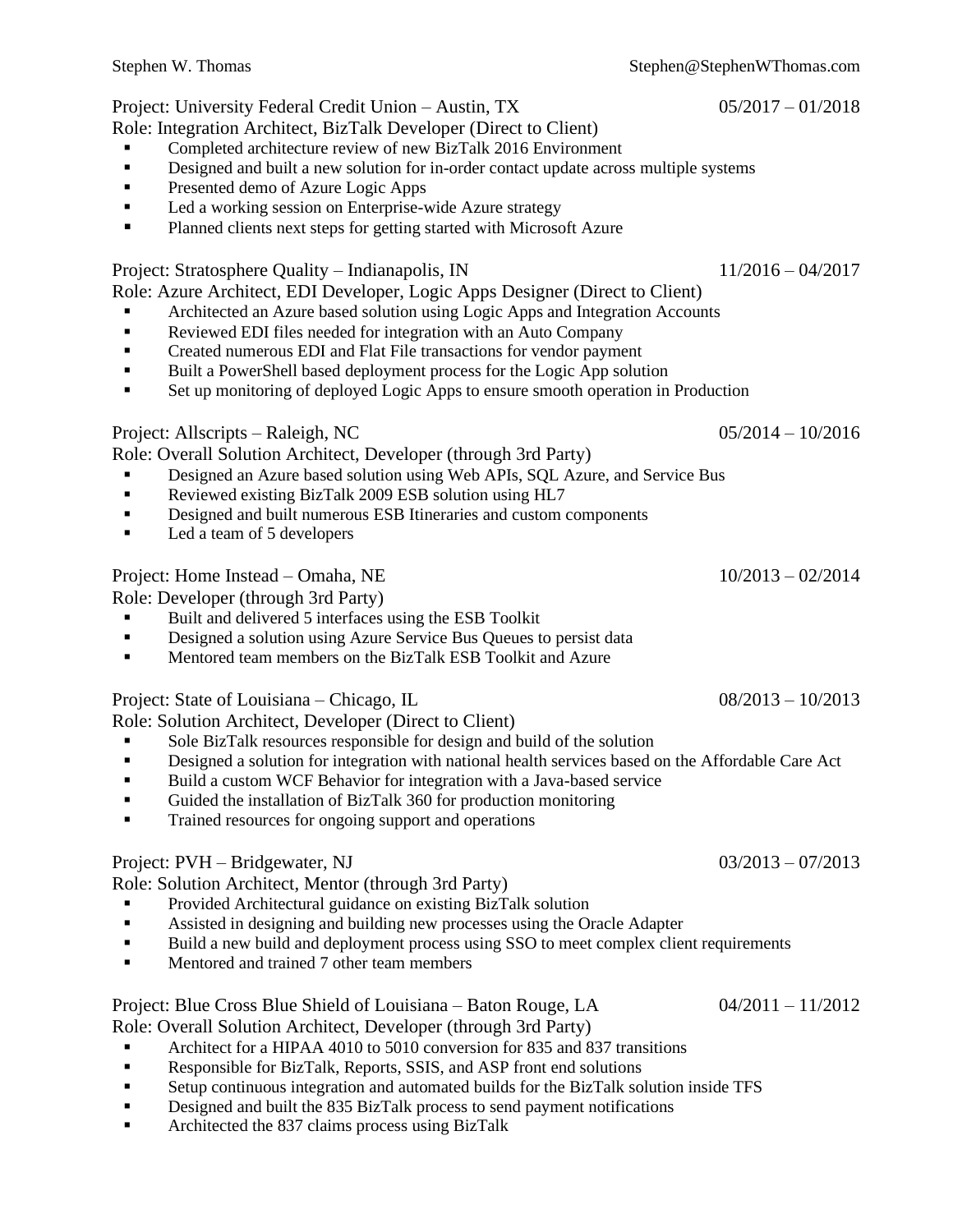Project: University Federal Credit Union – Austin, TX 05/2017 – 01/2018

Role: Integration Architect, BizTalk Developer (Direct to Client)

- Completed architecture review of new BizTalk 2016 Environment
- Designed and built a new solution for in-order contact update across multiple systems
- Presented demo of Azure Logic Apps
- Led a working session on Enterprise-wide Azure strategy
- Planned clients next steps for getting started with Microsoft Azure

Project: Stratosphere Quality – Indianapolis, IN 11/2016 – 04/2017

Role: Azure Architect, EDI Developer, Logic Apps Designer (Direct to Client)

- Architected an Azure based solution using Logic Apps and Integration Accounts
- Reviewed EDI files needed for integration with an Auto Company
- Created numerous EDI and Flat File transactions for vendor payment
- Built a PowerShell based deployment process for the Logic App solution
- Set up monitoring of deployed Logic Apps to ensure smooth operation in Production

Project: Allscripts – Raleigh, NC 05/2014 – 10/2016

Role: Overall Solution Architect, Developer (through 3rd Party)

- Designed an Azure based solution using Web APIs, SQL Azure, and Service Bus
- Reviewed existing BizTalk 2009 ESB solution using HL7
- Designed and built numerous ESB Itineraries and custom components
- Led a team of 5 developers

Project: Home Instead – Omaha, NE 10/2013 – 02/2014

Role: Developer (through 3rd Party)

- Built and delivered 5 interfaces using the ESB Toolkit
- Designed a solution using Azure Service Bus Queues to persist data
- Mentored team members on the BizTalk ESB Toolkit and Azure

Project: State of Louisiana – Chicago, IL 08/2013 – 10/2013

Role: Solution Architect, Developer (Direct to Client)

- Sole BizTalk resources responsible for design and build of the solution
- Designed a solution for integration with national health services based on the Affordable Care Act
- Build a custom WCF Behavior for integration with a Java-based service
- Guided the installation of BizTalk 360 for production monitoring
- Trained resources for ongoing support and operations

Project: PVH – Bridgewater, NJ 03/2013 – 07/2013

Role: Solution Architect, Mentor (through 3rd Party)

- Provided Architectural guidance on existing BizTalk solution
- Assisted in designing and building new processes using the Oracle Adapter
- Build a new build and deployment process using SSO to meet complex client requirements
- Mentored and trained 7 other team members

Project: Blue Cross Blue Shield of Louisiana – Baton Rouge, LA 04/2011 – 11/2012

Role: Overall Solution Architect, Developer (through 3rd Party)

- Architect for a HIPAA 4010 to 5010 conversion for 835 and 837 transitions
- Responsible for BizTalk, Reports, SSIS, and ASP front end solutions
- Setup continuous integration and automated builds for the BizTalk solution inside TFS
- Designed and built the 835 BizTalk process to send payment notifications
- Architected the 837 claims process using BizTalk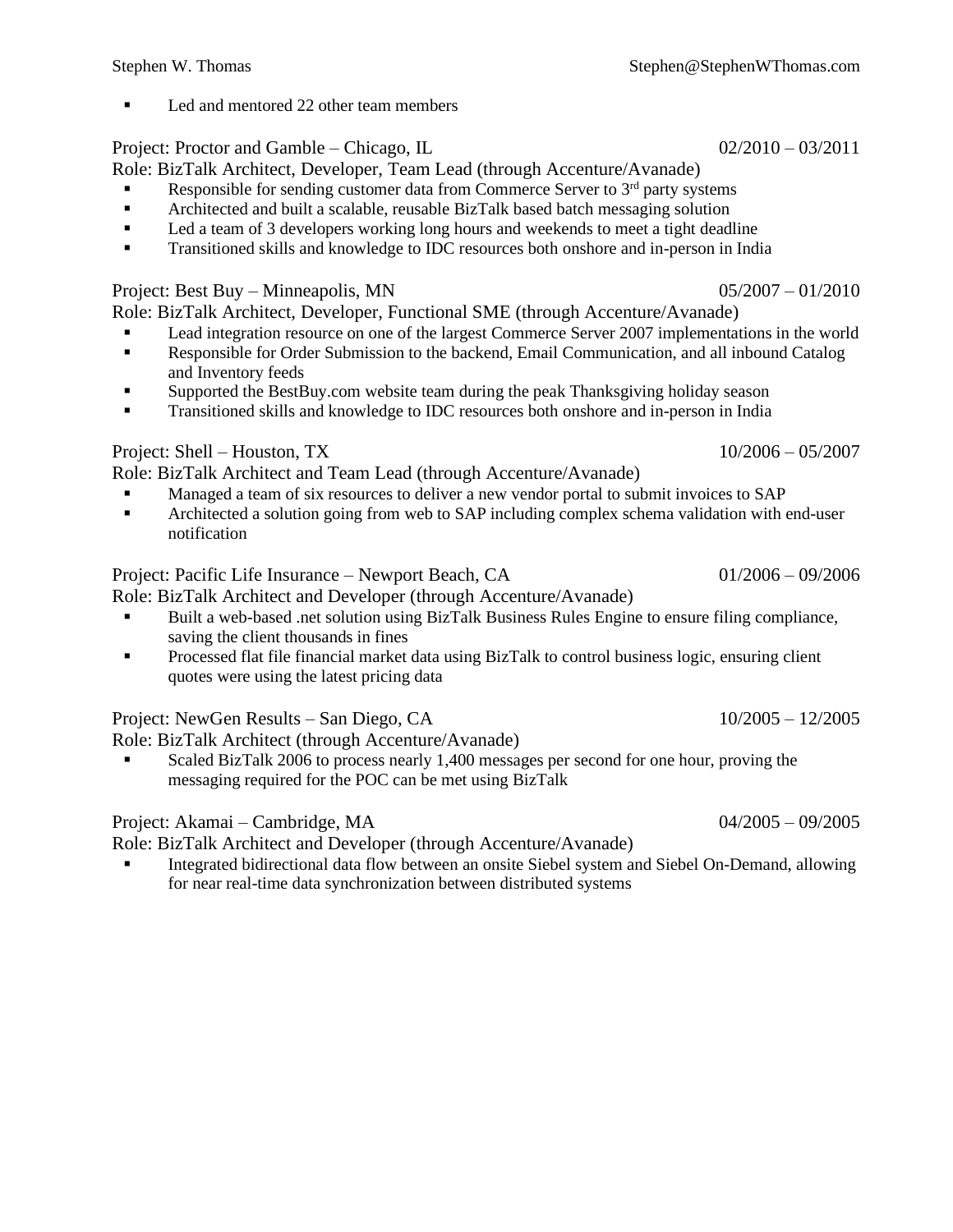- Led and mentored 22 other team members

Project: Proctor and Gamble – Chicago, IL 02/2010 – 03/2011

Role: BizTalk Architect, Developer, Team Lead (through Accenture/Avanade)

- Responsible for sending customer data from Commerce Server to 3rd party systems
- Architected and built a scalable, reusable BizTalk based batch messaging solution
- Led a team of 3 developers working long hours and weekends to meet a tight deadline
- Transitioned skills and knowledge to IDC resources both onshore and in-person in India

Project: Best Buy – Minneapolis, MN 05/2007 – 01/2010

Role: BizTalk Architect, Developer, Functional SME (through Accenture/Avanade)

- Lead integration resource on one of the largest Commerce Server 2007 implementations in the world
- Responsible for Order Submission to the backend, Email Communication, and all inbound Catalog and Inventory feeds
- Supported the BestBuy.com website team during the peak Thanksgiving holiday season
- Transitioned skills and knowledge to IDC resources both onshore and in-person in India

Project: Shell – Houston, TX 10/2006 – 05/2007

Role: BizTalk Architect and Team Lead (through Accenture/Avanade)

- Managed a team of six resources to deliver a new vendor portal to submit invoices to SAP
- Architected a solution going from web to SAP including complex schema validation with end-user notification

Project: Pacific Life Insurance – Newport Beach, CA 01/2006 – 09/2006

Role: BizTalk Architect and Developer (through Accenture/Avanade)

- Built a web-based .net solution using BizTalk Business Rules Engine to ensure filing compliance, saving the client thousands in fines
- Processed flat file financial market data using BizTalk to control business logic, ensuring client quotes were using the latest pricing data

Project: NewGen Results – San Diego, CA 10/2005 – 12/2005

Role: BizTalk Architect (through Accenture/Avanade)

- Scaled BizTalk 2006 to process nearly 1,400 messages per second for one hour, proving the messaging required for the POC can be met using BizTalk

Project: Akamai – Cambridge, MA 04/2005 – 09/2005

Role: BizTalk Architect and Developer (through Accenture/Avanade)

- Integrated bidirectional data flow between an onsite Siebel system and Siebel On-Demand, allowing for near real-time data synchronization between distributed systems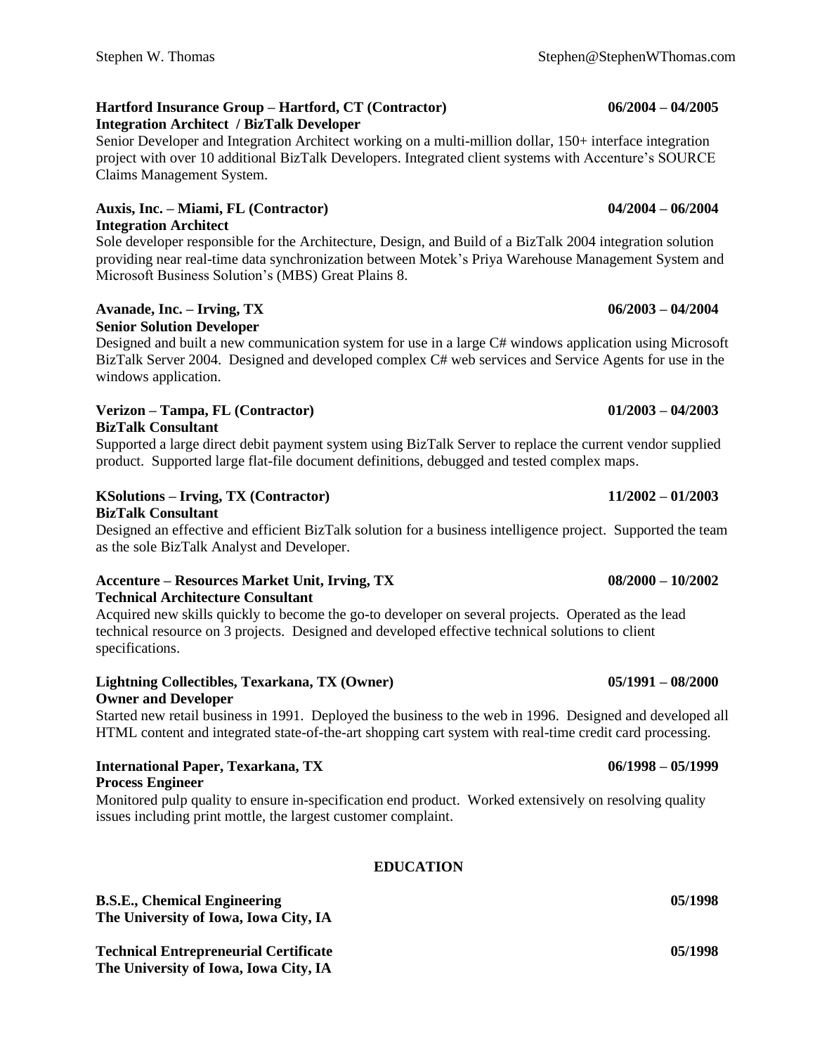**Hartford Insurance Group – Hartford, CT (Contractor)** **06/2004 – 04/2005**
**Integration Architect / BizTalk Developer**
Senior Developer and Integration Architect working on a multi-million dollar, 150+ interface integration project with over 10 additional BizTalk Developers. Integrated client systems with Accenture's SOURCE Claims Management System.

**Auxis, Inc. – Miami, FL (Contractor)** **04/2004 – 06/2004**
**Integration Architect**
Sole developer responsible for the Architecture, Design, and Build of a BizTalk 2004 integration solution providing near real-time data synchronization between Motek's Priya Warehouse Management System and Microsoft Business Solution's (MBS) Great Plains 8.

**Avanade, Inc. – Irving, TX** **06/2003 – 04/2004**
**Senior Solution Developer**
Designed and built a new communication system for use in a large C# windows application using Microsoft BizTalk Server 2004. Designed and developed complex C# web services and Service Agents for use in the windows application.

**Verizon – Tampa, FL (Contractor)** **01/2003 – 04/2003**
**BizTalk Consultant**
Supported a large direct debit payment system using BizTalk Server to replace the current vendor supplied product. Supported large flat-file document definitions, debugged and tested complex maps.

**KSolutions – Irving, TX (Contractor)** **11/2002 – 01/2003**
**BizTalk Consultant**
Designed an effective and efficient BizTalk solution for a business intelligence project. Supported the team as the sole BizTalk Analyst and Developer.

**Accenture – Resources Market Unit, Irving, TX** **08/2000 – 10/2002**
**Technical Architecture Consultant**
Acquired new skills quickly to become the go-to developer on several projects. Operated as the lead technical resource on 3 projects. Designed and developed effective technical solutions to client specifications.

**Lightning Collectibles, Texarkana, TX (Owner)** **05/1991 – 08/2000**
**Owner and Developer**
Started new retail business in 1991. Deployed the business to the web in 1996. Designed and developed all HTML content and integrated state-of-the-art shopping cart system with real-time credit card processing.

**International Paper, Texarkana, TX** **06/1998 – 05/1999**
**Process Engineer**
Monitored pulp quality to ensure in-specification end product. Worked extensively on resolving quality issues including print mottle, the largest customer complaint.

## EDUCATION

**B.S.E., Chemical Engineering** **05/1998**
**The University of Iowa, Iowa City, IA**

**Technical Entrepreneurial Certificate** **05/1998**
**The University of Iowa, Iowa City, IA**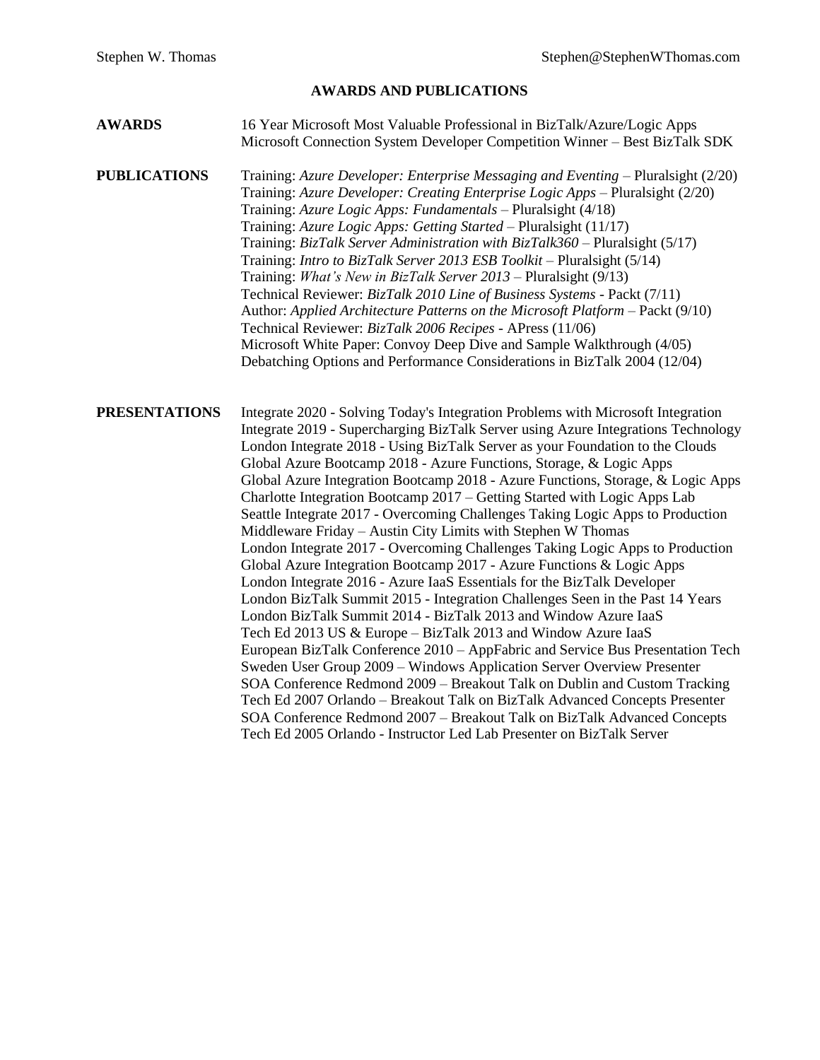## AWARDS AND PUBLICATIONS

**AWARDS**

16 Year Microsoft Most Valuable Professional in BizTalk/Azure/Logic Apps
Microsoft Connection System Developer Competition Winner – Best BizTalk SDK

**PUBLICATIONS**

Training: *Azure Developer: Enterprise Messaging and Eventing* – Pluralsight (2/20)
Training: *Azure Developer: Creating Enterprise Logic Apps* – Pluralsight (2/20)
Training: *Azure Logic Apps: Fundamentals* – Pluralsight (4/18)
Training: *Azure Logic Apps: Getting Started* – Pluralsight (11/17)
Training: *BizTalk Server Administration with BizTalk360* – Pluralsight (5/17)
Training: *Intro to BizTalk Server 2013 ESB Toolkit* – Pluralsight (5/14)
Training: *What's New in BizTalk Server 2013* – Pluralsight (9/13)
Technical Reviewer: *BizTalk 2010 Line of Business Systems* - Packt (7/11)
Author: *Applied Architecture Patterns on the Microsoft Platform* – Packt (9/10)
Technical Reviewer: *BizTalk 2006 Recipes* - APress (11/06)
Microsoft White Paper: Convoy Deep Dive and Sample Walkthrough (4/05)
Debatching Options and Performance Considerations in BizTalk 2004 (12/04)

**PRESENTATIONS**

Integrate 2020 - Solving Today's Integration Problems with Microsoft Integration
Integrate 2019 - Supercharging BizTalk Server using Azure Integrations Technology
London Integrate 2018 - Using BizTalk Server as your Foundation to the Clouds
Global Azure Bootcamp 2018 - Azure Functions, Storage, & Logic Apps
Global Azure Integration Bootcamp 2018 - Azure Functions, Storage, & Logic Apps
Charlotte Integration Bootcamp 2017 – Getting Started with Logic Apps Lab
Seattle Integrate 2017 - Overcoming Challenges Taking Logic Apps to Production
Middleware Friday – Austin City Limits with Stephen W Thomas
London Integrate 2017 - Overcoming Challenges Taking Logic Apps to Production
Global Azure Integration Bootcamp 2017 - Azure Functions & Logic Apps
London Integrate 2016 - Azure IaaS Essentials for the BizTalk Developer
London BizTalk Summit 2015 - Integration Challenges Seen in the Past 14 Years
London BizTalk Summit 2014 - BizTalk 2013 and Window Azure IaaS
Tech Ed 2013 US & Europe – BizTalk 2013 and Window Azure IaaS
European BizTalk Conference 2010 – AppFabric and Service Bus Presentation Tech
Sweden User Group 2009 – Windows Application Server Overview Presenter
SOA Conference Redmond 2009 – Breakout Talk on Dublin and Custom Tracking
Tech Ed 2007 Orlando – Breakout Talk on BizTalk Advanced Concepts Presenter
SOA Conference Redmond 2007 – Breakout Talk on BizTalk Advanced Concepts
Tech Ed 2005 Orlando - Instructor Led Lab Presenter on BizTalk Server